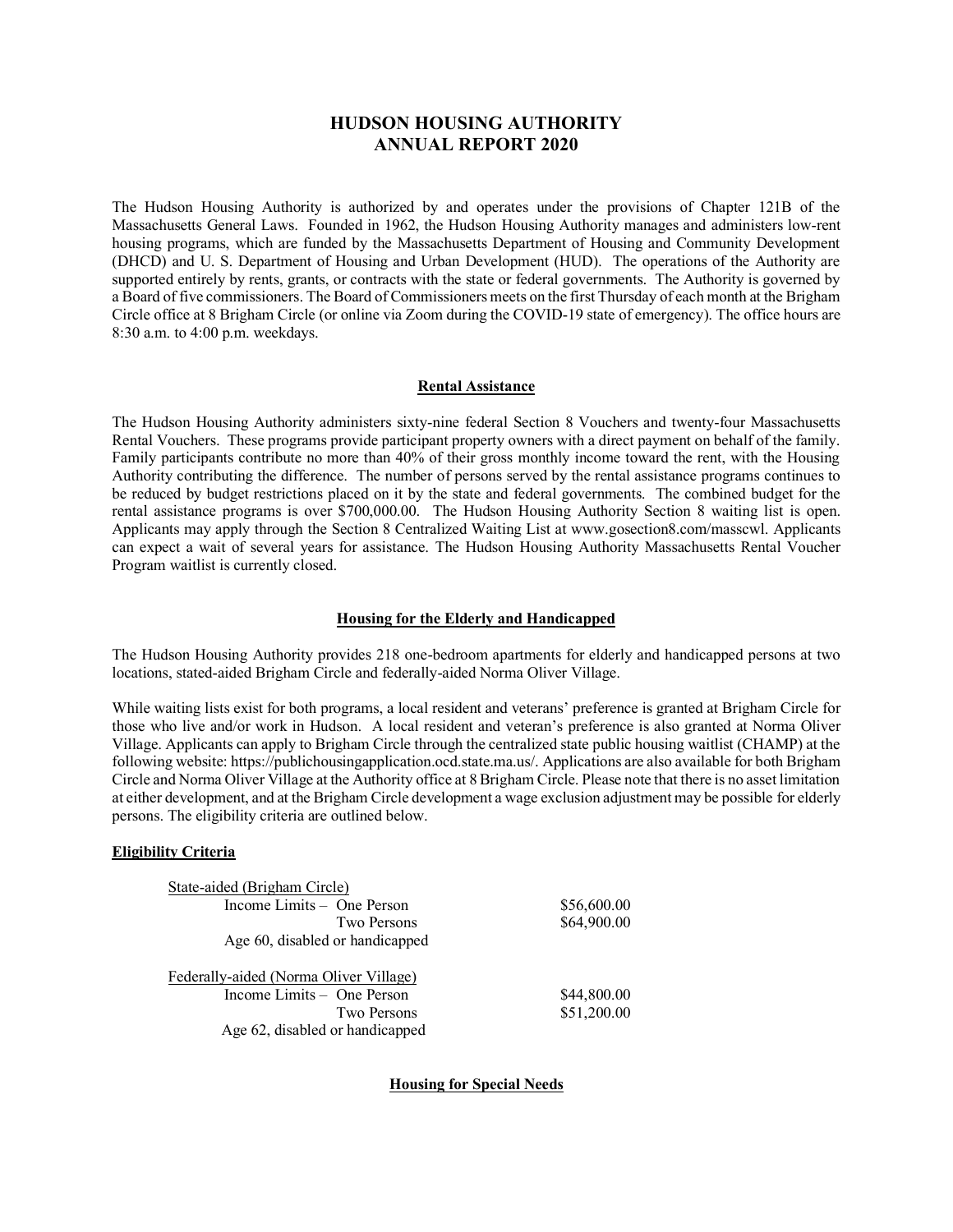# HUDSON HOUSING AUTHORITY
# ANNUAL REPORT 2020

The Hudson Housing Authority is authorized by and operates under the provisions of Chapter 121B of the Massachusetts General Laws. Founded in 1962, the Hudson Housing Authority manages and administers low-rent housing programs, which are funded by the Massachusetts Department of Housing and Community Development (DHCD) and U. S. Department of Housing and Urban Development (HUD). The operations of the Authority are supported entirely by rents, grants, or contracts with the state or federal governments. The Authority is governed by a Board of five commissioners. The Board of Commissioners meets on the first Thursday of each month at the Brigham Circle office at 8 Brigham Circle (or online via Zoom during the COVID-19 state of emergency). The office hours are 8:30 a.m. to 4:00 p.m. weekdays.

## Rental Assistance

The Hudson Housing Authority administers sixty-nine federal Section 8 Vouchers and twenty-four Massachusetts Rental Vouchers. These programs provide participant property owners with a direct payment on behalf of the family. Family participants contribute no more than 40% of their gross monthly income toward the rent, with the Housing Authority contributing the difference. The number of persons served by the rental assistance programs continues to be reduced by budget restrictions placed on it by the state and federal governments. The combined budget for the rental assistance programs is over $700,000.00. The Hudson Housing Authority Section 8 waiting list is open. Applicants may apply through the Section 8 Centralized Waiting List at www.gosection8.com/masscwl. Applicants can expect a wait of several years for assistance. The Hudson Housing Authority Massachusetts Rental Voucher Program waitlist is currently closed.

## Housing for the Elderly and Handicapped

The Hudson Housing Authority provides 218 one-bedroom apartments for elderly and handicapped persons at two locations, stated-aided Brigham Circle and federally-aided Norma Oliver Village.

While waiting lists exist for both programs, a local resident and veterans' preference is granted at Brigham Circle for those who live and/or work in Hudson. A local resident and veteran's preference is also granted at Norma Oliver Village. Applicants can apply to Brigham Circle through the centralized state public housing waitlist (CHAMP) at the following website: https://publichousingapplication.ocd.state.ma.us/. Applications are also available for both Brigham Circle and Norma Oliver Village at the Authority office at 8 Brigham Circle. Please note that there is no asset limitation at either development, and at the Brigham Circle development a wage exclusion adjustment may be possible for elderly persons. The eligibility criteria are outlined below.

**Eligibility Criteria**

State-aided (Brigham Circle)

| | |
|---|---|
| Income Limits – One Person | $56,600.00 |
| Two Persons | $64,900.00 |

Age 60, disabled or handicapped

Federally-aided (Norma Oliver Village)

| | |
|---|---|
| Income Limits – One Person | $44,800.00 |
| Two Persons | $51,200.00 |

Age 62, disabled or handicapped

## Housing for Special Needs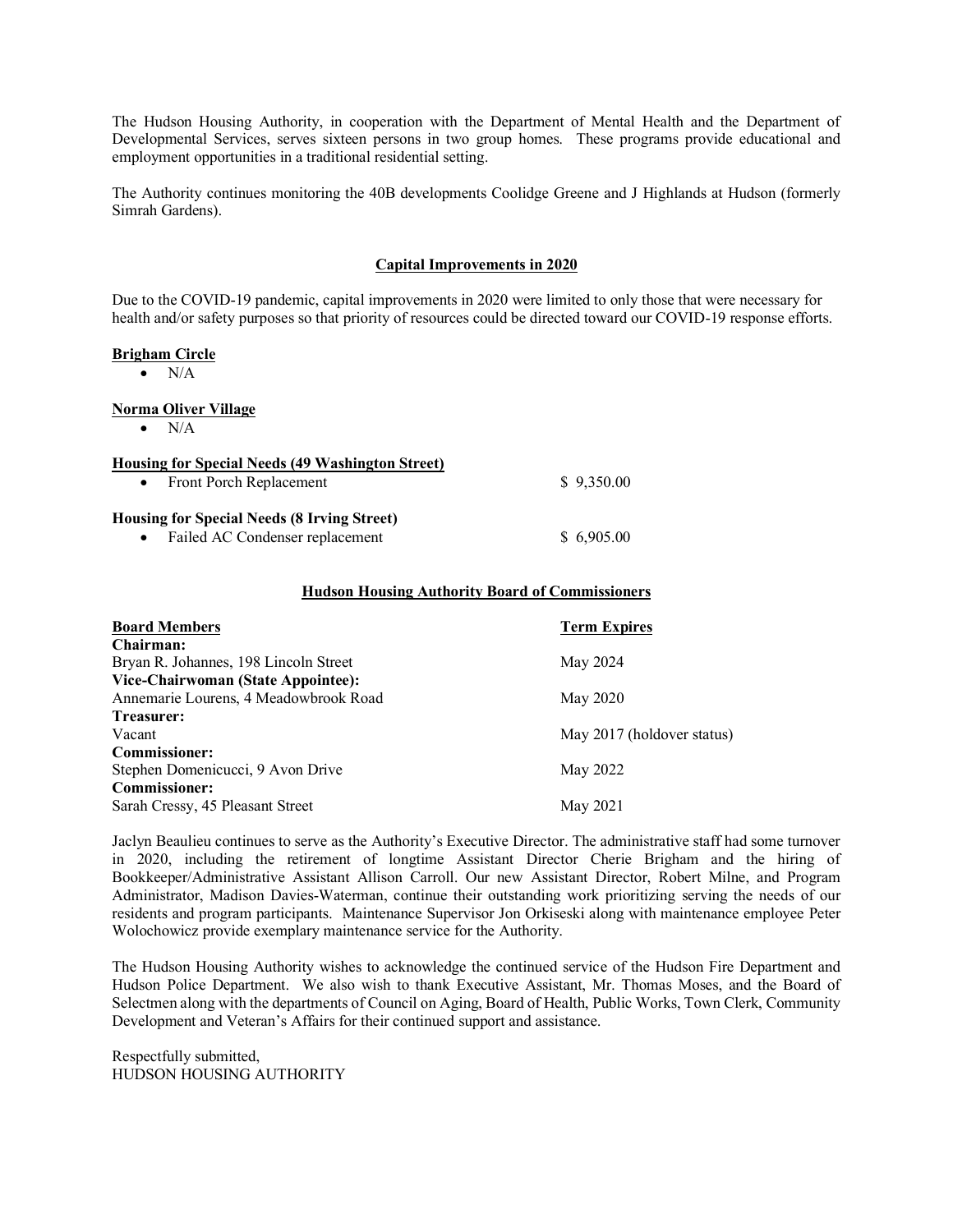The Hudson Housing Authority, in cooperation with the Department of Mental Health and the Department of Developmental Services, serves sixteen persons in two group homes. These programs provide educational and employment opportunities in a traditional residential setting.

The Authority continues monitoring the 40B developments Coolidge Greene and J Highlands at Hudson (formerly Simrah Gardens).

## Capital Improvements in 2020

Due to the COVID-19 pandemic, capital improvements in 2020 were limited to only those that were necessary for health and/or safety purposes so that priority of resources could be directed toward our COVID-19 response efforts.

**Brigham Circle**

- N/A

**Norma Oliver Village**

- N/A

**Housing for Special Needs (49 Washington Street)**

- Front Porch Replacement $ 9,350.00

**Housing for Special Needs (8 Irving Street)**

- Failed AC Condenser replacement $ 6,905.00

## Hudson Housing Authority Board of Commissioners

| Board Members | Term Expires |
|---|---|
| **Chairman:** | |
| Bryan R. Johannes, 198 Lincoln Street | May 2024 |
| **Vice-Chairwoman (State Appointee):** | |
| Annemarie Lourens, 4 Meadowbrook Road | May 2020 |
| **Treasurer:** | |
| Vacant | May 2017 (holdover status) |
| **Commissioner:** | |
| Stephen Domenicucci, 9 Avon Drive | May 2022 |
| **Commissioner:** | |
| Sarah Cressy, 45 Pleasant Street | May 2021 |

Jaclyn Beaulieu continues to serve as the Authority's Executive Director. The administrative staff had some turnover in 2020, including the retirement of longtime Assistant Director Cherie Brigham and the hiring of Bookkeeper/Administrative Assistant Allison Carroll. Our new Assistant Director, Robert Milne, and Program Administrator, Madison Davies-Waterman, continue their outstanding work prioritizing serving the needs of our residents and program participants. Maintenance Supervisor Jon Orkiseski along with maintenance employee Peter Wolochowicz provide exemplary maintenance service for the Authority.

The Hudson Housing Authority wishes to acknowledge the continued service of the Hudson Fire Department and Hudson Police Department. We also wish to thank Executive Assistant, Mr. Thomas Moses, and the Board of Selectmen along with the departments of Council on Aging, Board of Health, Public Works, Town Clerk, Community Development and Veteran's Affairs for their continued support and assistance.

Respectfully submitted,
HUDSON HOUSING AUTHORITY